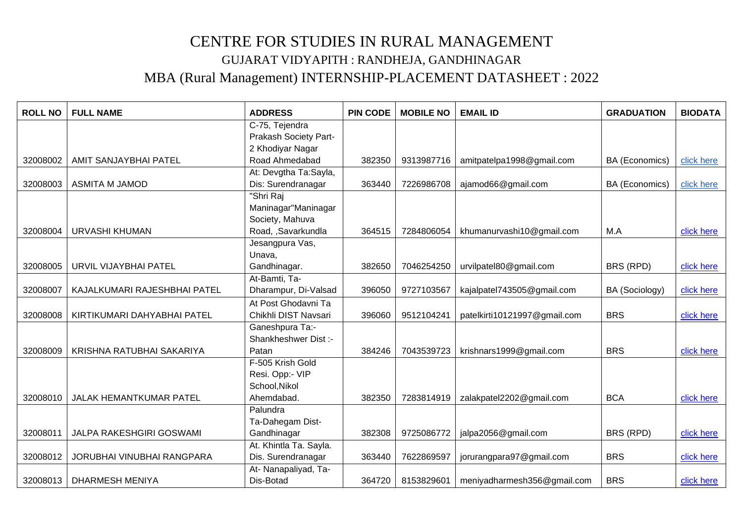# CENTRE FOR STUDIES IN RURAL MANAGEMENT

## GUJARAT VIDYAPITH : RANDHEJA, GANDHINAGAR

## MBA (Rural Management) INTERNSHIP-PLACEMENT DATASHEET : 2022

| ROLL NO | FULL NAME | ADDRESS | PIN CODE | MOBILE NO | EMAIL ID | GRADUATION | BIODATA |
|---|---|---|---|---|---|---|---|
| 32008002 | AMIT SANJAYBHAI PATEL | C-75, Tejendra Prakash Society Part-2 Khodiyar Nagar Road Ahmedabad | 382350 | 9313987716 | amitpatelpa1998@gmail.com | BA (Economics) | click here |
| 32008003 | ASMITA M JAMOD | At: Devgtha Ta:Sayla, Dis: Surendranagar | 363440 | 7226986708 | ajamod66@gmail.com | BA (Economics) | click here |
| 32008004 | URVASHI KHUMAN | "Shri Raj Maninagar"Maninagar Society, Mahuva Road, ,Savarkundla | 364515 | 7284806054 | khumanurvashi10@gmail.com | M.A | click here |
| 32008005 | URVIL VIJAYBHAI PATEL | Jesangpura Vas, Unava, Gandhinagar. | 382650 | 7046254250 | urvilpatel80@gmail.com | BRS (RPD) | click here |
| 32008007 | KAJALKUMARI RAJESHBHAI PATEL | At-Bamti, Ta-Dharampur, Di-Valsad | 396050 | 9727103567 | kajalpatel743505@gmail.com | BA (Sociology) | click here |
| 32008008 | KIRTIKUMARI DAHYABHAI PATEL | At Post Ghodavni Ta Chikhli DIST Navsari | 396060 | 9512104241 | patelkirti10121997@gmail.com | BRS | click here |
| 32008009 | KRISHNA RATUBHAI SAKARIYA | Ganeshpura Ta:-Shankheshwer Dist :-Patan | 384246 | 7043539723 | krishnars1999@gmail.com | BRS | click here |
| 32008010 | JALAK HEMANTKUMAR PATEL | F-505 Krish Gold Resi. Opp:- VIP School,Nikol Ahemdabad. | 382350 | 7283814919 | zalakpatel2202@gmail.com | BCA | click here |
| 32008011 | JALPA RAKESHGIRI GOSWAMI | Palundra Ta-Dahegam Dist-Gandhinagar | 382308 | 9725086772 | jalpa2056@gmail.com | BRS (RPD) | click here |
| 32008012 | JORUBHAI VINUBHAI RANGPARA | At. Khintla Ta. Sayla. Dis. Surendranagar | 363440 | 7622869597 | jorurangpara97@gmail.com | BRS | click here |
| 32008013 | DHARMESH MENIYA | At- Nanapaliyad, Ta-Dis-Botad | 364720 | 8153829601 | meniyadharmesh356@gmail.com | BRS | click here |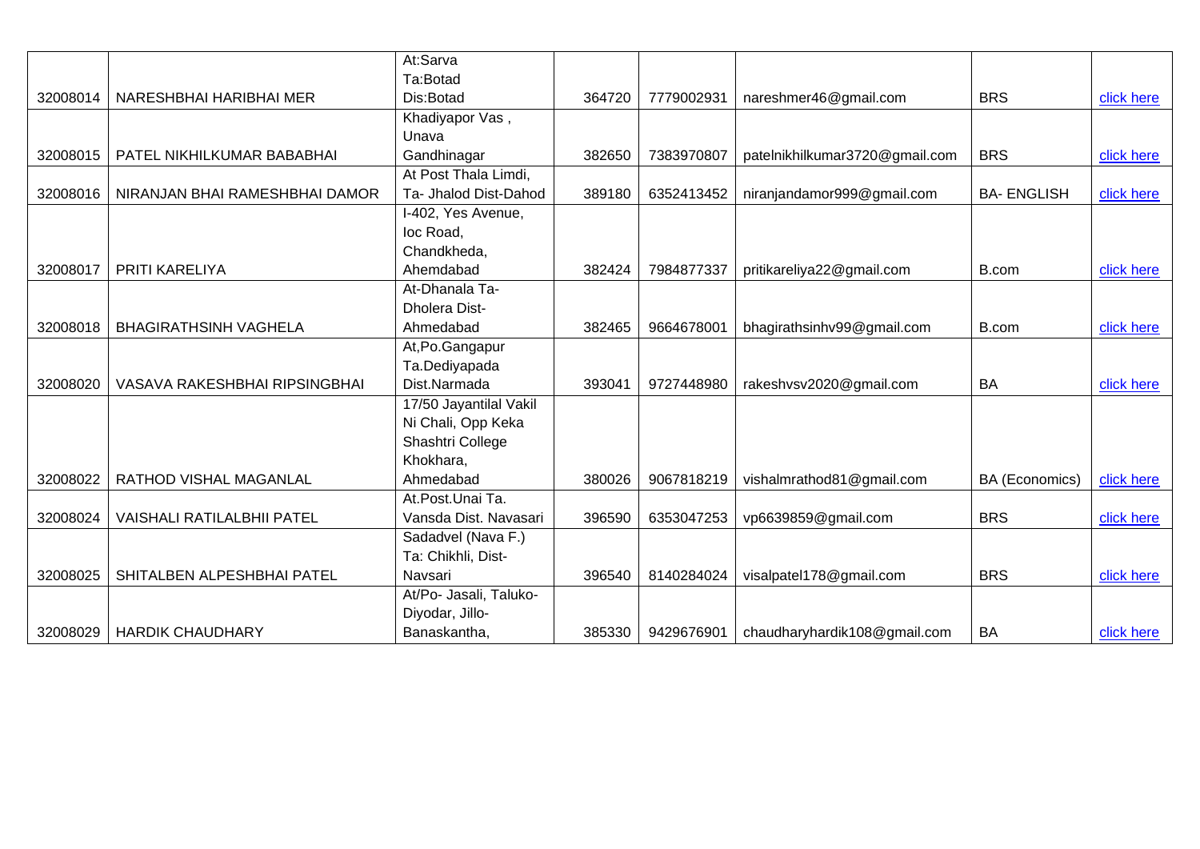| | | | | | | | |
|---|---|---|---|---|---|---|---|
| 32008014 | NARESHBHAI HARIBHAI MER | At:Sarva Ta:Botad Dis:Botad | 364720 | 7779002931 | nareshmer46@gmail.com | BRS | click here |
| 32008015 | PATEL NIKHILKUMAR BABABHAI | Khadiyapor Vas , Unava Gandhinagar | 382650 | 7383970807 | patelnikhilkumar3720@gmail.com | BRS | click here |
| 32008016 | NIRANJAN BHAI RAMESHBHAI DAMOR | At Post Thala Limdi, Ta- Jhalod Dist-Dahod | 389180 | 6352413452 | niranjandamor999@gmail.com | BA- ENGLISH | click here |
| 32008017 | PRITI KARELIYA | I-402, Yes Avenue, Ioc Road, Chandkheda, Ahemdabad | 382424 | 7984877337 | pritikareliya22@gmail.com | B.com | click here |
| 32008018 | BHAGIRATHSINH VAGHELA | At-Dhanala Ta-Dholera Dist-Ahmedabad | 382465 | 9664678001 | bhagirathsinhv99@gmail.com | B.com | click here |
| 32008020 | VASAVA RAKESHBHAI RIPSINGBHAI | At,Po.Gangapur Ta.Dediyapada Dist.Narmada | 393041 | 9727448980 | rakeshvsv2020@gmail.com | BA | click here |
| 32008022 | RATHOD VISHAL MAGANLAL | 17/50 Jayantilal Vakil Ni Chali, Opp Keka Shashtri College Khokhara, Ahmedabad | 380026 | 9067818219 | vishalmrathod81@gmail.com | BA (Economics) | click here |
| 32008024 | VAISHALI RATILALBHII PATEL | At.Post.Unai Ta. Vansda Dist. Navasari | 396590 | 6353047253 | vp6639859@gmail.com | BRS | click here |
| 32008025 | SHITALBEN ALPESHBHAI PATEL | Sadadvel (Nava F.) Ta: Chikhli, Dist-Navsari | 396540 | 8140284024 | visalpatel178@gmail.com | BRS | click here |
| 32008029 | HARDIK CHAUDHARY | At/Po- Jasali, Taluko-Diyodar, Jillo-Banaskantha, | 385330 | 9429676901 | chaudharyhardik108@gmail.com | BA | click here |